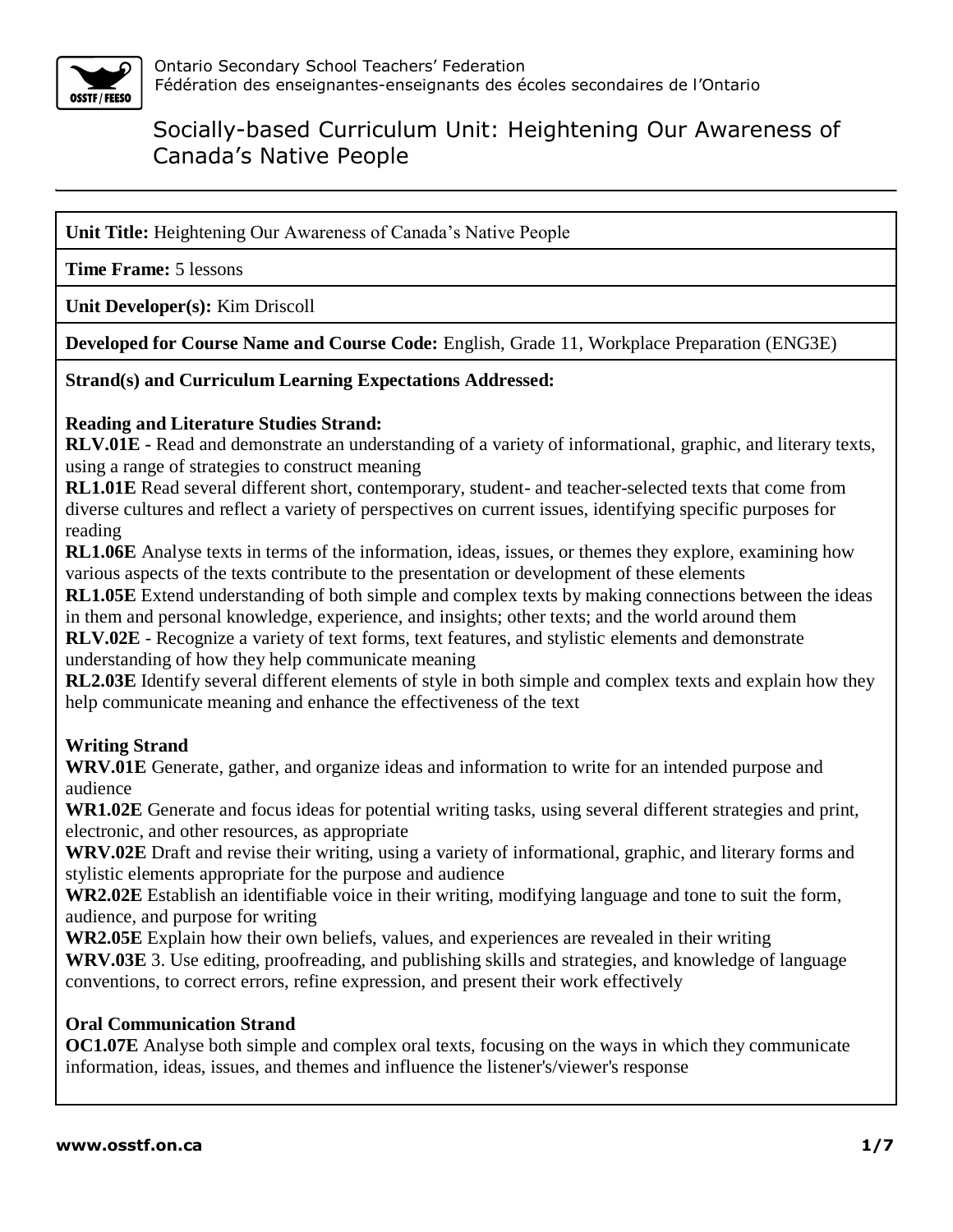# Socially-based Curriculum Unit: Heightening Our Awareness of Canada's Native People

**Unit Title:** Heightening Our Awareness of Canada's Native People

**Time Frame:** 5 lessons

**Unit Developer(s):** Kim Driscoll

**Developed for Course Name and Course Code:** English, Grade 11, Workplace Preparation (ENG3E)

**Strand(s) and Curriculum Learning Expectations Addressed:**

**Reading and Literature Studies Strand:**

**RLV.01E -** Read and demonstrate an understanding of a variety of informational, graphic, and literary texts, using a range of strategies to construct meaning

**RL1.01E** Read several different short, contemporary, student- and teacher-selected texts that come from diverse cultures and reflect a variety of perspectives on current issues, identifying specific purposes for reading

**RL1.06E** Analyse texts in terms of the information, ideas, issues, or themes they explore, examining how various aspects of the texts contribute to the presentation or development of these elements

**RL1.05E** Extend understanding of both simple and complex texts by making connections between the ideas in them and personal knowledge, experience, and insights; other texts; and the world around them

**RLV.02E** - Recognize a variety of text forms, text features, and stylistic elements and demonstrate understanding of how they help communicate meaning

**RL2.03E** Identify several different elements of style in both simple and complex texts and explain how they help communicate meaning and enhance the effectiveness of the text

**Writing Strand**

**WRV.01E** Generate, gather, and organize ideas and information to write for an intended purpose and audience

**WR1.02E** Generate and focus ideas for potential writing tasks, using several different strategies and print, electronic, and other resources, as appropriate

**WRV.02E** Draft and revise their writing, using a variety of informational, graphic, and literary forms and stylistic elements appropriate for the purpose and audience

**WR2.02E** Establish an identifiable voice in their writing, modifying language and tone to suit the form, audience, and purpose for writing

**WR2.05E** Explain how their own beliefs, values, and experiences are revealed in their writing

**WRV.03E** 3. Use editing, proofreading, and publishing skills and strategies, and knowledge of language conventions, to correct errors, refine expression, and present their work effectively

**Oral Communication Strand**

**OC1.07E** Analyse both simple and complex oral texts, focusing on the ways in which they communicate information, ideas, issues, and themes and influence the listener's/viewer's response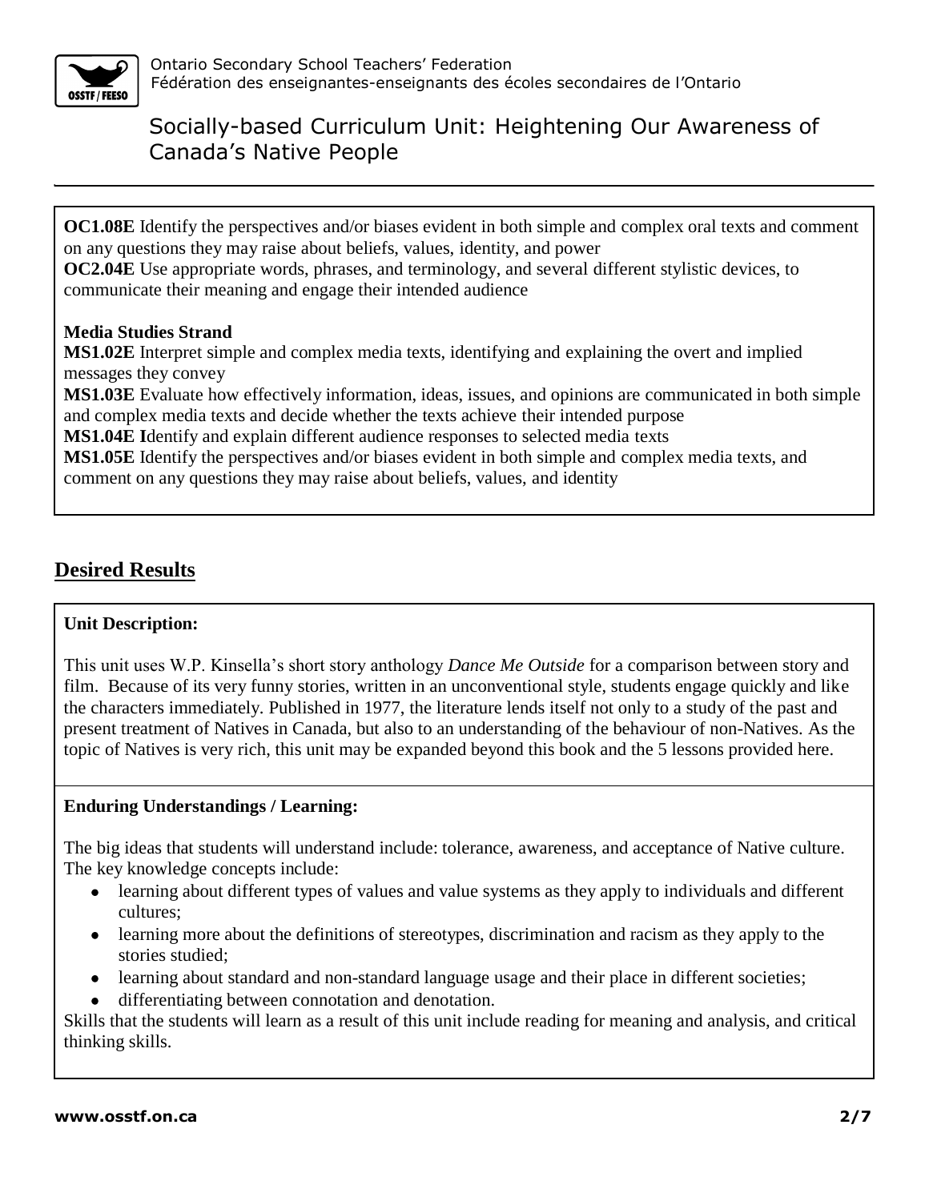**OC1.08E** Identify the perspectives and/or biases evident in both simple and complex oral texts and comment on any questions they may raise about beliefs, values, identity, and power

**OC2.04E** Use appropriate words, phrases, and terminology, and several different stylistic devices, to communicate their meaning and engage their intended audience

**Media Studies Strand**

**MS1.02E** Interpret simple and complex media texts, identifying and explaining the overt and implied messages they convey

**MS1.03E** Evaluate how effectively information, ideas, issues, and opinions are communicated in both simple and complex media texts and decide whether the texts achieve their intended purpose

**MS1.04E I**dentify and explain different audience responses to selected media texts

**MS1.05E** Identify the perspectives and/or biases evident in both simple and complex media texts, and comment on any questions they may raise about beliefs, values, and identity

## Desired Results

**Unit Description:**

This unit uses W.P. Kinsella's short story anthology *Dance Me Outside* for a comparison between story and film. Because of its very funny stories, written in an unconventional style, students engage quickly and like the characters immediately. Published in 1977, the literature lends itself not only to a study of the past and present treatment of Natives in Canada, but also to an understanding of the behaviour of non-Natives. As the topic of Natives is very rich, this unit may be expanded beyond this book and the 5 lessons provided here.

**Enduring Understandings / Learning:**

The big ideas that students will understand include: tolerance, awareness, and acceptance of Native culture. The key knowledge concepts include:

- learning about different types of values and value systems as they apply to individuals and different cultures;
- learning more about the definitions of stereotypes, discrimination and racism as they apply to the stories studied;
- learning about standard and non-standard language usage and their place in different societies;
- differentiating between connotation and denotation.

Skills that the students will learn as a result of this unit include reading for meaning and analysis, and critical thinking skills.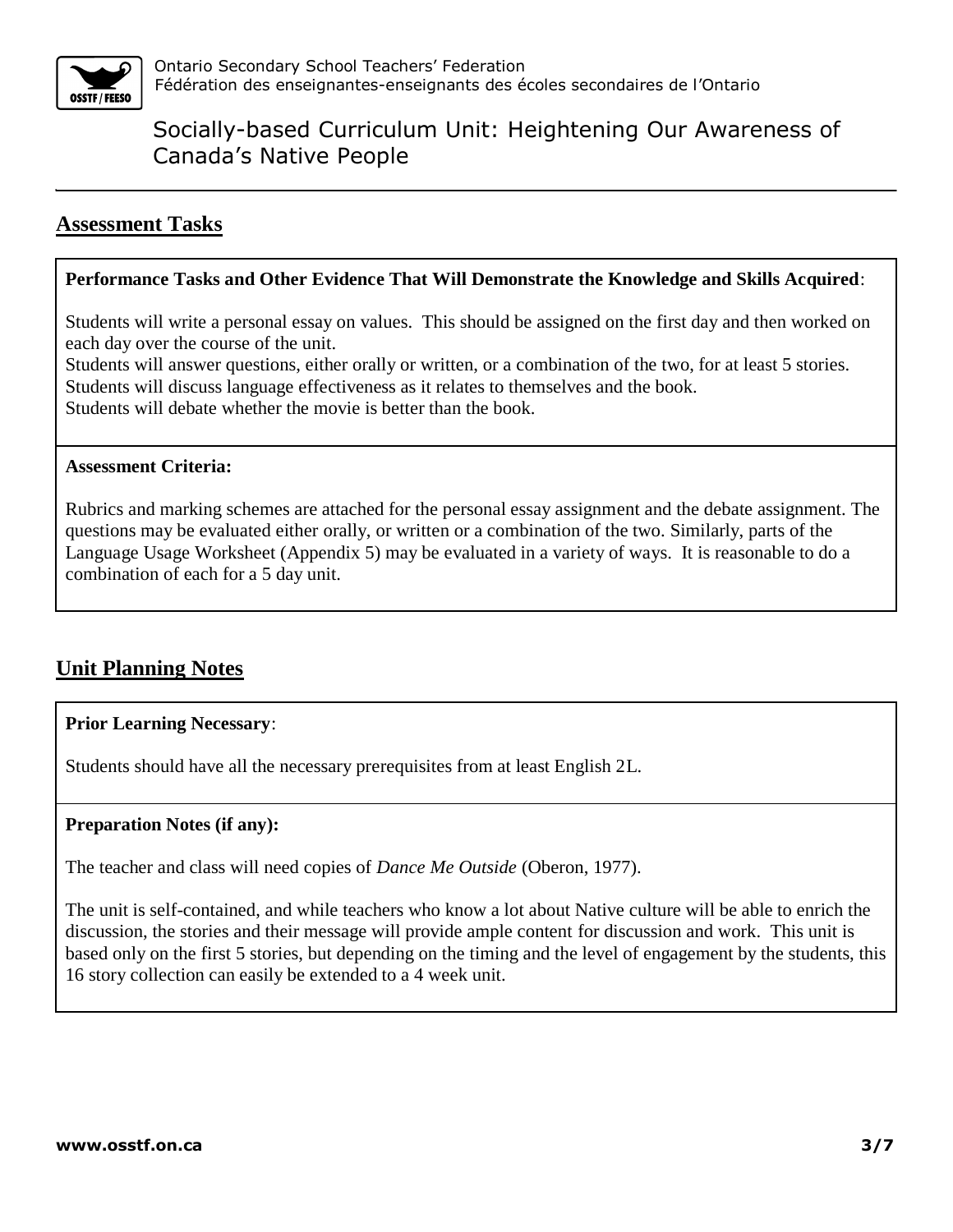## Assessment Tasks

**Performance Tasks and Other Evidence That Will Demonstrate the Knowledge and Skills Acquired**:

Students will write a personal essay on values. This should be assigned on the first day and then worked on each day over the course of the unit.
Students will answer questions, either orally or written, or a combination of the two, for at least 5 stories.
Students will discuss language effectiveness as it relates to themselves and the book.
Students will debate whether the movie is better than the book.

**Assessment Criteria:**

Rubrics and marking schemes are attached for the personal essay assignment and the debate assignment. The questions may be evaluated either orally, or written or a combination of the two. Similarly, parts of the Language Usage Worksheet (Appendix 5) may be evaluated in a variety of ways. It is reasonable to do a combination of each for a 5 day unit.

## Unit Planning Notes

**Prior Learning Necessary**:

Students should have all the necessary prerequisites from at least English 2L.

**Preparation Notes (if any):**

The teacher and class will need copies of *Dance Me Outside* (Oberon, 1977).

The unit is self-contained, and while teachers who know a lot about Native culture will be able to enrich the discussion, the stories and their message will provide ample content for discussion and work. This unit is based only on the first 5 stories, but depending on the timing and the level of engagement by the students, this 16 story collection can easily be extended to a 4 week unit.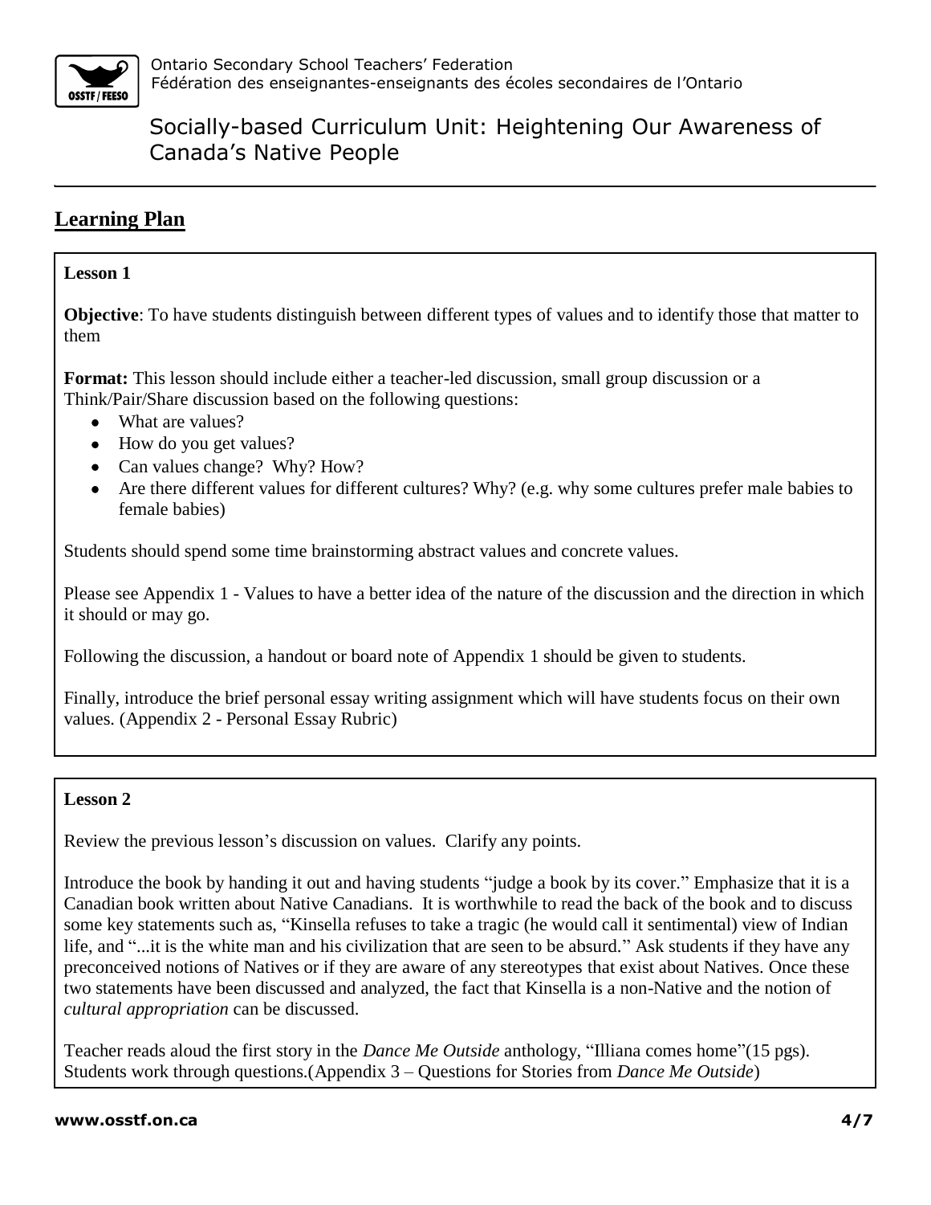## Learning Plan

**Lesson 1**

**Objective**: To have students distinguish between different types of values and to identify those that matter to them

**Format:** This lesson should include either a teacher-led discussion, small group discussion or a Think/Pair/Share discussion based on the following questions:

- What are values?
- How do you get values?
- Can values change? Why? How?
- Are there different values for different cultures? Why? (e.g. why some cultures prefer male babies to female babies)

Students should spend some time brainstorming abstract values and concrete values.

Please see Appendix 1 - Values to have a better idea of the nature of the discussion and the direction in which it should or may go.

Following the discussion, a handout or board note of Appendix 1 should be given to students.

Finally, introduce the brief personal essay writing assignment which will have students focus on their own values. (Appendix 2 - Personal Essay Rubric)

**Lesson 2**

Review the previous lesson's discussion on values. Clarify any points.

Introduce the book by handing it out and having students "judge a book by its cover." Emphasize that it is a Canadian book written about Native Canadians. It is worthwhile to read the back of the book and to discuss some key statements such as, "Kinsella refuses to take a tragic (he would call it sentimental) view of Indian life, and "...it is the white man and his civilization that are seen to be absurd." Ask students if they have any preconceived notions of Natives or if they are aware of any stereotypes that exist about Natives. Once these two statements have been discussed and analyzed, the fact that Kinsella is a non-Native and the notion of *cultural appropriation* can be discussed.

Teacher reads aloud the first story in the *Dance Me Outside* anthology, "Illiana comes home"(15 pgs). Students work through questions.(Appendix 3 – Questions for Stories from *Dance Me Outside*)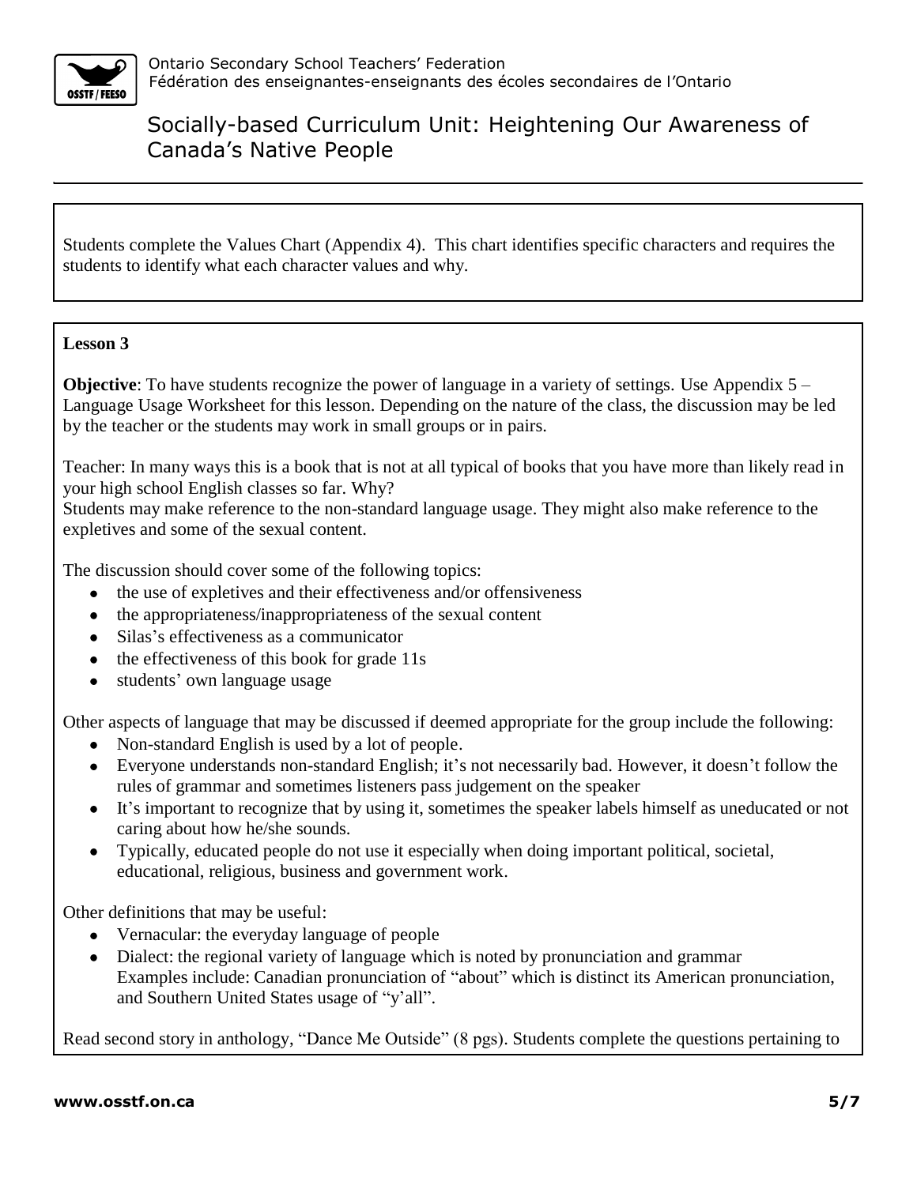Students complete the Values Chart (Appendix 4). This chart identifies specific characters and requires the students to identify what each character values and why.

**Lesson 3**

**Objective**: To have students recognize the power of language in a variety of settings. Use Appendix 5 – Language Usage Worksheet for this lesson. Depending on the nature of the class, the discussion may be led by the teacher or the students may work in small groups or in pairs.

Teacher: In many ways this is a book that is not at all typical of books that you have more than likely read in your high school English classes so far. Why?
Students may make reference to the non-standard language usage. They might also make reference to the expletives and some of the sexual content.

The discussion should cover some of the following topics:

- the use of expletives and their effectiveness and/or offensiveness
- the appropriateness/inappropriateness of the sexual content
- Silas's effectiveness as a communicator
- the effectiveness of this book for grade 11s
- students' own language usage

Other aspects of language that may be discussed if deemed appropriate for the group include the following:

- Non-standard English is used by a lot of people.
- Everyone understands non-standard English; it's not necessarily bad. However, it doesn't follow the rules of grammar and sometimes listeners pass judgement on the speaker
- It's important to recognize that by using it, sometimes the speaker labels himself as uneducated or not caring about how he/she sounds.
- Typically, educated people do not use it especially when doing important political, societal, educational, religious, business and government work.

Other definitions that may be useful:

- Vernacular: the everyday language of people
- Dialect: the regional variety of language which is noted by pronunciation and grammar
  Examples include: Canadian pronunciation of "about" which is distinct its American pronunciation, and Southern United States usage of "y'all".

Read second story in anthology, "Dance Me Outside" (8 pgs). Students complete the questions pertaining to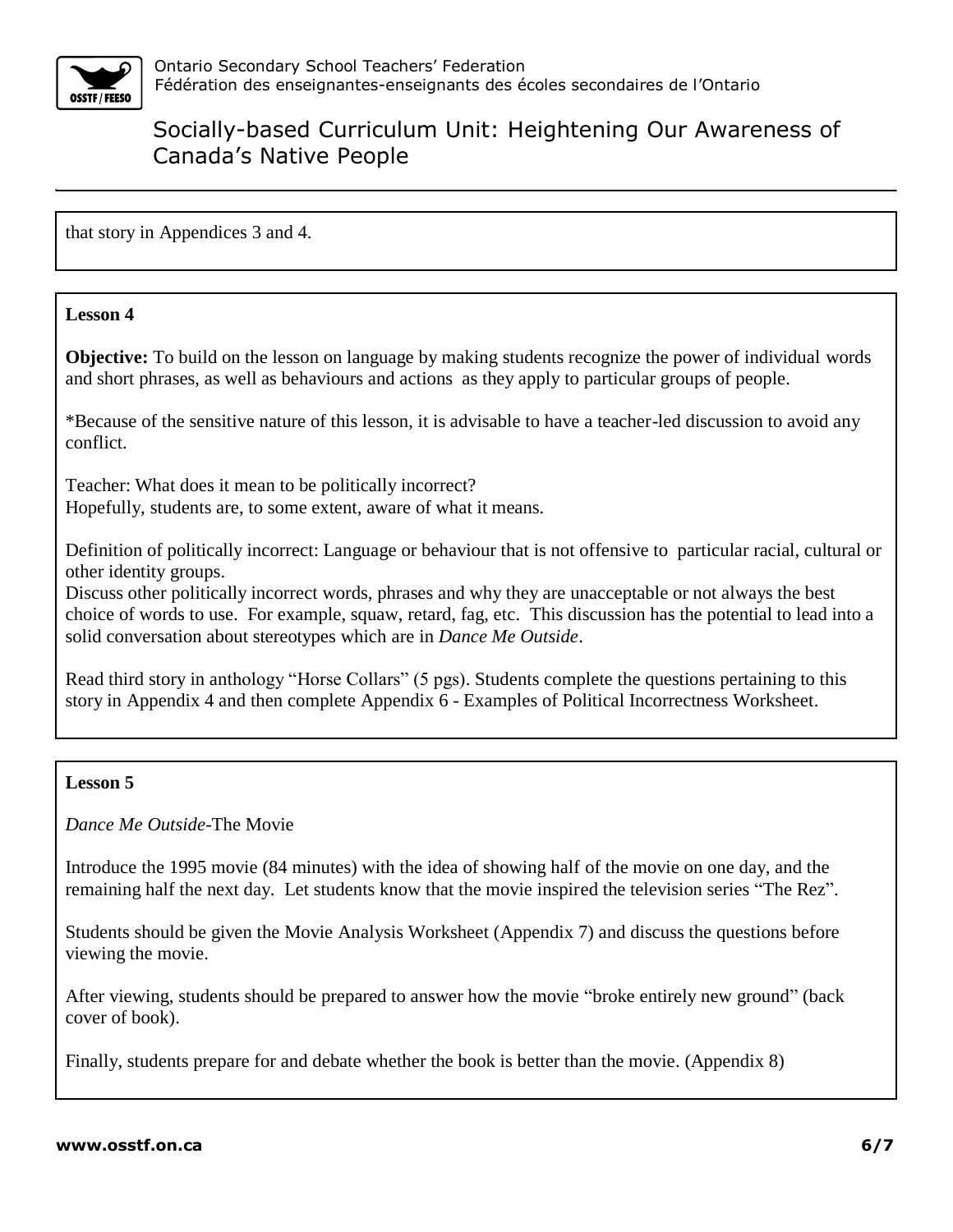that story in Appendices 3 and 4.

**Lesson 4**

**Objective:** To build on the lesson on language by making students recognize the power of individual words and short phrases, as well as behaviours and actions as they apply to particular groups of people.

*Because of the sensitive nature of this lesson, it is advisable to have a teacher-led discussion to avoid any conflict.

Teacher: What does it mean to be politically incorrect?
Hopefully, students are, to some extent, aware of what it means.

Definition of politically incorrect: Language or behaviour that is not offensive to particular racial, cultural or other identity groups.
Discuss other politically incorrect words, phrases and why they are unacceptable or not always the best choice of words to use. For example, squaw, retard, fag, etc. This discussion has the potential to lead into a solid conversation about stereotypes which are in *Dance Me Outside*.

Read third story in anthology "Horse Collars" (5 pgs). Students complete the questions pertaining to this story in Appendix 4 and then complete Appendix 6 - Examples of Political Incorrectness Worksheet.

**Lesson 5**

*Dance Me Outside*-The Movie

Introduce the 1995 movie (84 minutes) with the idea of showing half of the movie on one day, and the remaining half the next day. Let students know that the movie inspired the television series "The Rez".

Students should be given the Movie Analysis Worksheet (Appendix 7) and discuss the questions before viewing the movie.

After viewing, students should be prepared to answer how the movie "broke entirely new ground" (back cover of book).

Finally, students prepare for and debate whether the book is better than the movie. (Appendix 8)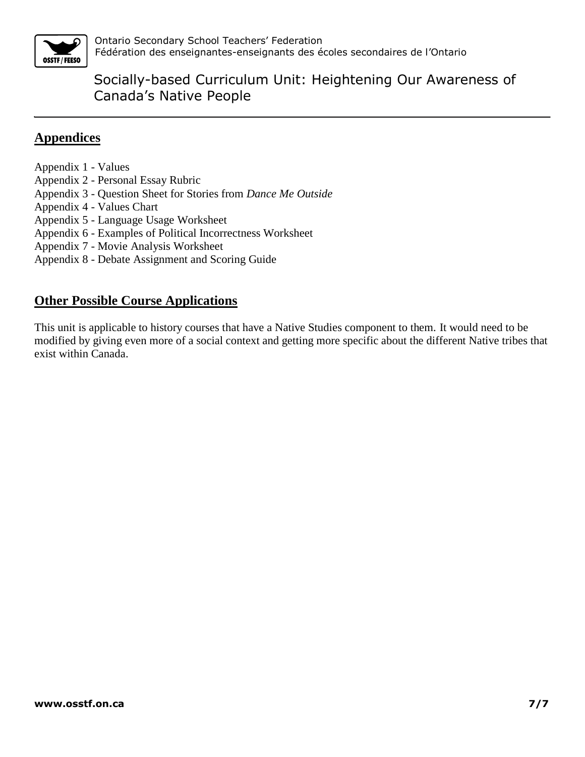## Appendices

Appendix 1 - Values
Appendix 2 - Personal Essay Rubric
Appendix 3 - Question Sheet for Stories from *Dance Me Outside*
Appendix 4 - Values Chart
Appendix 5 - Language Usage Worksheet
Appendix 6 - Examples of Political Incorrectness Worksheet
Appendix 7 - Movie Analysis Worksheet
Appendix 8 - Debate Assignment and Scoring Guide

## Other Possible Course Applications

This unit is applicable to history courses that have a Native Studies component to them. It would need to be modified by giving even more of a social context and getting more specific about the different Native tribes that exist within Canada.